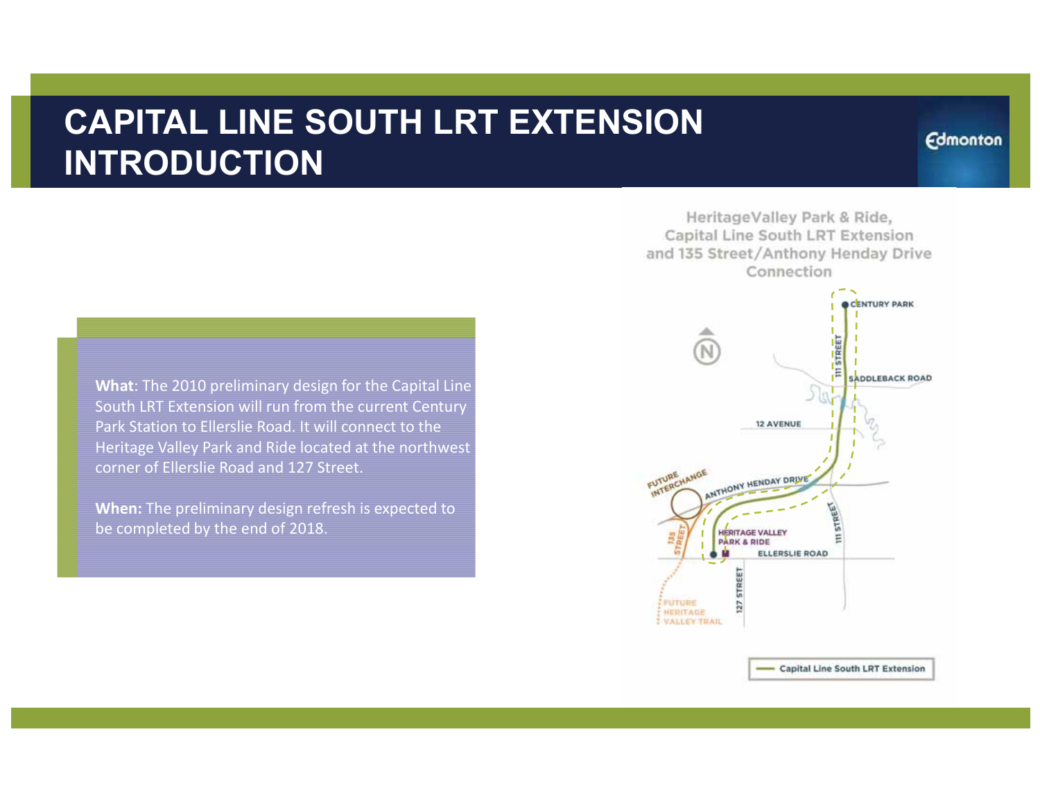# CAPITAL LINE SOUTH LRT EXTENSION INTRODUCTION

**What**: The 2010 preliminary design for the Capital Line South LRT Extension will run from the current Century Park Station to Ellerslie Road. It will connect to the Heritage Valley Park and Ride located at the northwest corner of Ellerslie Road and 127 Street.

**When:** The preliminary design refresh is expected to be completed by the end of 2018.

HeritageValley Park & Ride, Capital Line South LRT Extension and 135 Street/Anthony Henday Drive Connection

N

CENTURY PARK

111 STREET

SADDLEBACK ROAD

12 AVENUE

FUTURE INTERCHANGE

ANTHONY HENDAY DRIVE

111 STREET

135 STREET

HERITAGE VALLEY PARK & RIDE

ELLERSLIE ROAD

127 STREET

FUTURE HERITAGE VALLEY TRAIL

Capital Line South LRT Extension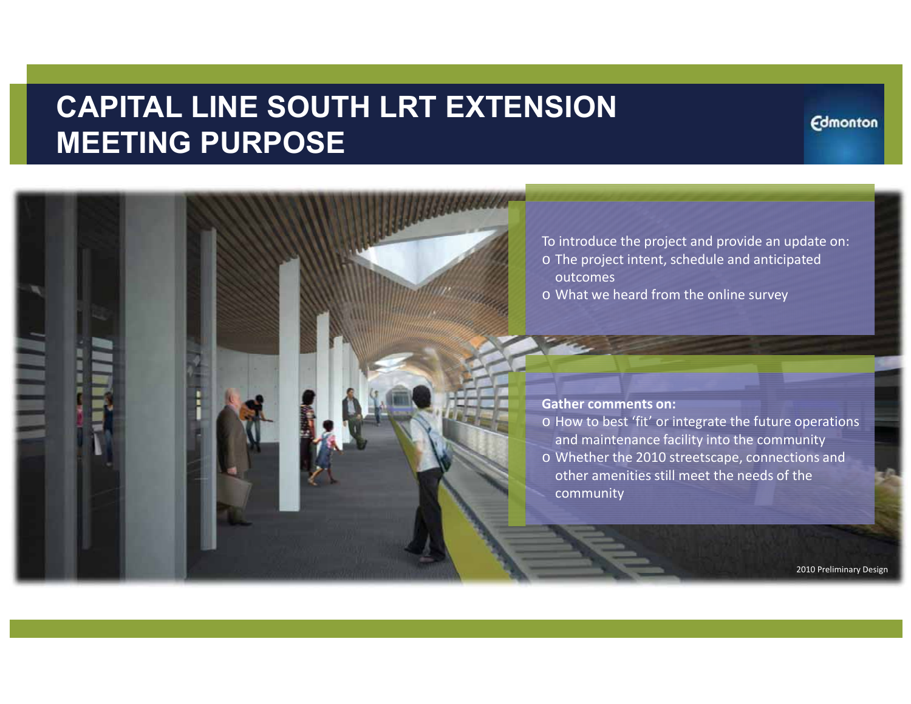# CAPITAL LINE SOUTH LRT EXTENSION MEETING PURPOSE

To introduce the project and provide an update on:

- The project intent, schedule and anticipated outcomes
- What we heard from the online survey

**Gather comments on:**

- How to best 'fit' or integrate the future operations and maintenance facility into the community
- Whether the 2010 streetscape, connections and other amenities still meet the needs of the community

2010 Preliminary Design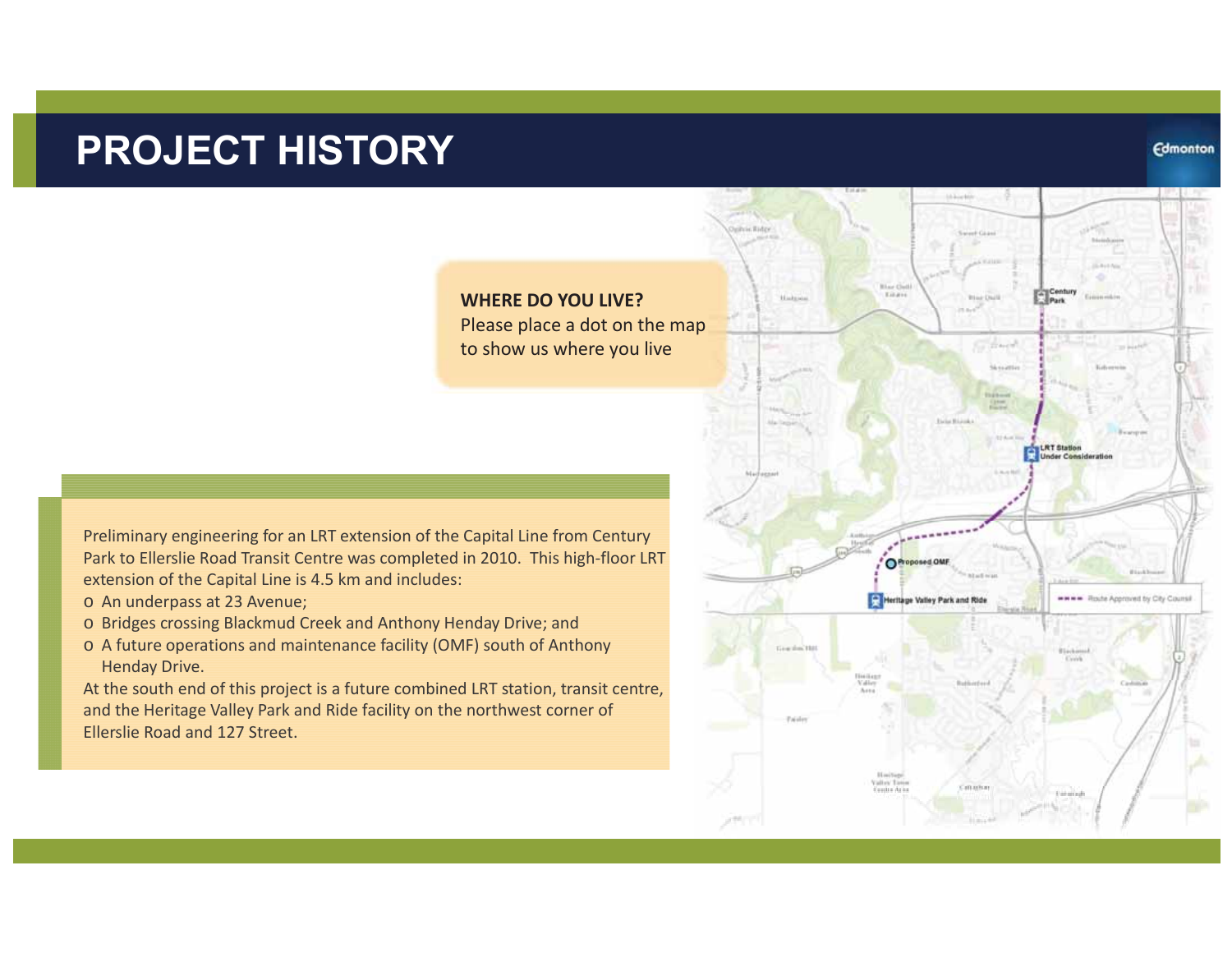# PROJECT HISTORY

**WHERE DO YOU LIVE?**
Please place a dot on the map to show us where you live

Preliminary engineering for an LRT extension of the Capital Line from Century Park to Ellerslie Road Transit Centre was completed in 2010. This high-floor LRT extension of the Capital Line is 4.5 km and includes:

- An underpass at 23 Avenue;
- Bridges crossing Blackmud Creek and Anthony Henday Drive; and
- A future operations and maintenance facility (OMF) south of Anthony Henday Drive.

At the south end of this project is a future combined LRT station, transit centre, and the Heritage Valley Park and Ride facility on the northwest corner of Ellerslie Road and 127 Street.

Century Park

LRT Station Under Consideration

Proposed OMF

Heritage Valley Park and Ride

Route Approved by City Council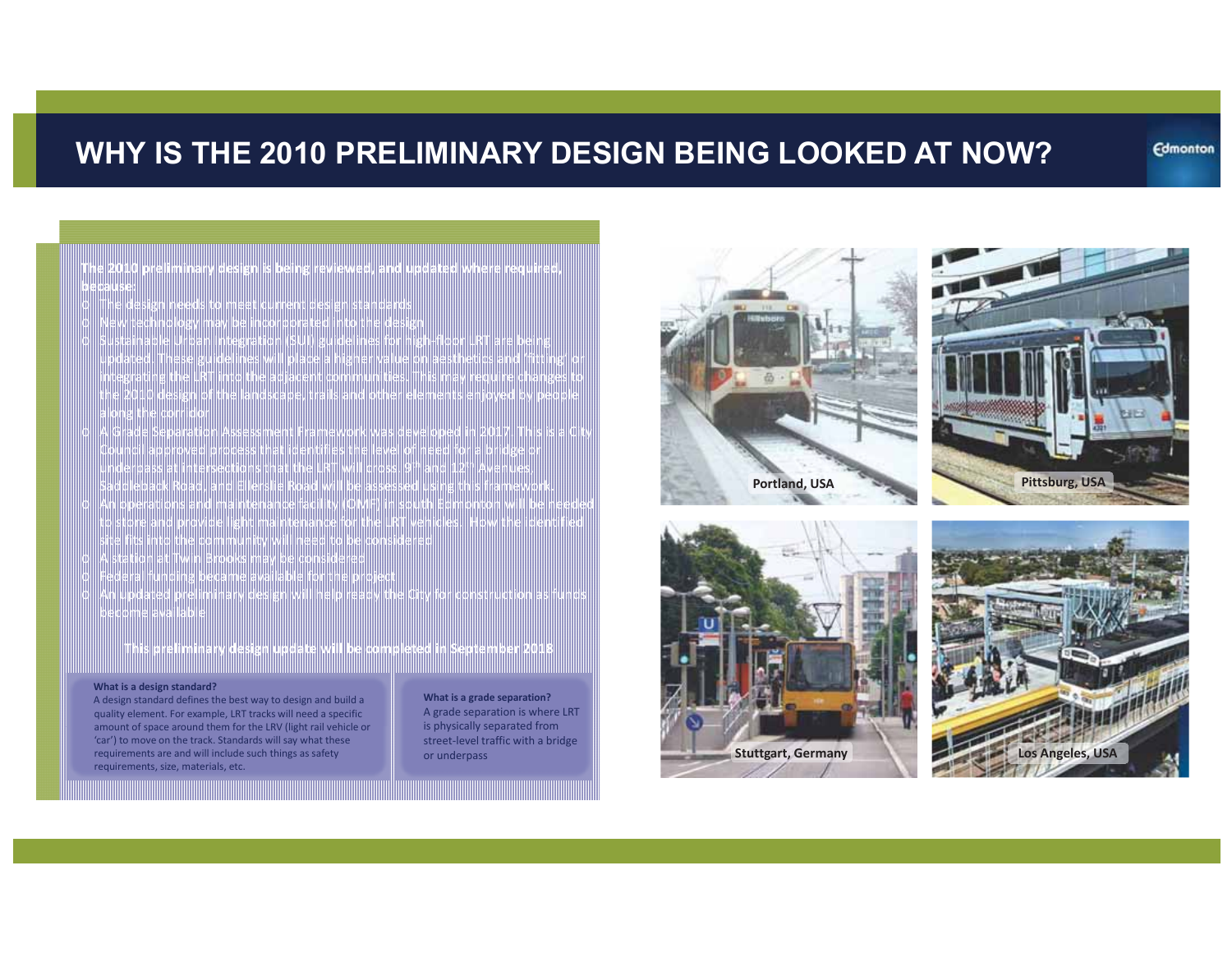# WHY IS THE 2010 PRELIMINARY DESIGN BEING LOOKED AT NOW?

**The 2010 preliminary design is being reviewed, and updated where required, because:**

- The design needs to meet current design standards
- New technology may be incorporated into the design
- Sustainable Urban Integration (SUI) guidelines for high-floor LRT are being updated. These guidelines will place a higher value on aesthetics and 'fitting' or integrating the LRT into the adjacent communities. This may require changes to the 2010 design of the landscape, trails and other elements enjoyed by people along the corridor
- A Grade Separation Assessment Framework was developed in 2017. This is a City Council approved process that identifies the level of need for a bridge or underpass at intersections that the LRT will cross. 9th and 12th Avenues, Saddleback Road, and Ellerslie Road will be assessed using this framework.
- An operations and maintenance facility (OMF) in south Edmonton will be needed to store and provide light maintenance for the LRT vehicles. How the identified site fits into the community will need to be considered
- A station at Twin Brooks may be considered
- Federal funding became available for the project
- An updated preliminary design will help ready the City for construction as funds become available

**This preliminary design update will be completed in September 2018**

**What is a design standard?**
A design standard defines the best way to design and build a quality element. For example, LRT tracks will need a specific amount of space around them for the LRV (light rail vehicle or 'car') to move on the track. Standards will say what these requirements are and will include such things as safety requirements, size, materials, etc.

**What is a grade separation?**
A grade separation is where LRT is physically separated from street-level traffic with a bridge or underpass

Portland, USA

Pittsburg, USA

Stuttgart, Germany

Los Angeles, USA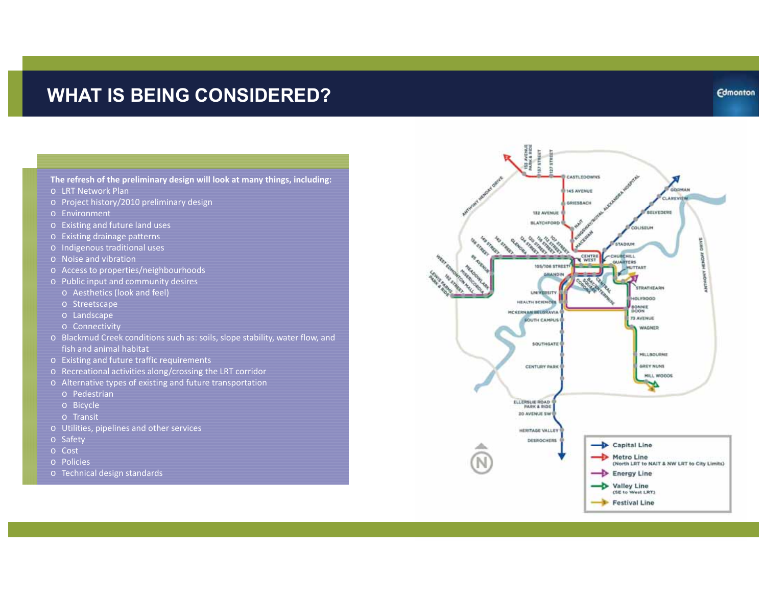# WHAT IS BEING CONSIDERED?

**The refresh of the preliminary design will look at many things, including:**

- LRT Network Plan
- Project history/2010 preliminary design
- Environment
- Existing and future land uses
- Existing drainage patterns
- Indigenous traditional uses
- Noise and vibration
- Access to properties/neighbourhoods
- Public input and community desires
  - Aesthetics (look and feel)
  - Streetscape
  - Landscape
  - Connectivity
- Blackmud Creek conditions such as: soils, slope stability, water flow, and fish and animal habitat
- Existing and future traffic requirements
- Recreational activities along/crossing the LRT corridor
- Alternative types of existing and future transportation
  - Pedestrian
  - Bicycle
  - Transit
- Utilities, pipelines and other services
- Safety
- Cost
- Policies
- Technical design standards

Capital Line

Metro Line (North LRT to NAIT & NW LRT to City Limits)

Energy Line

Valley Line (SE to West LRT)

Festival Line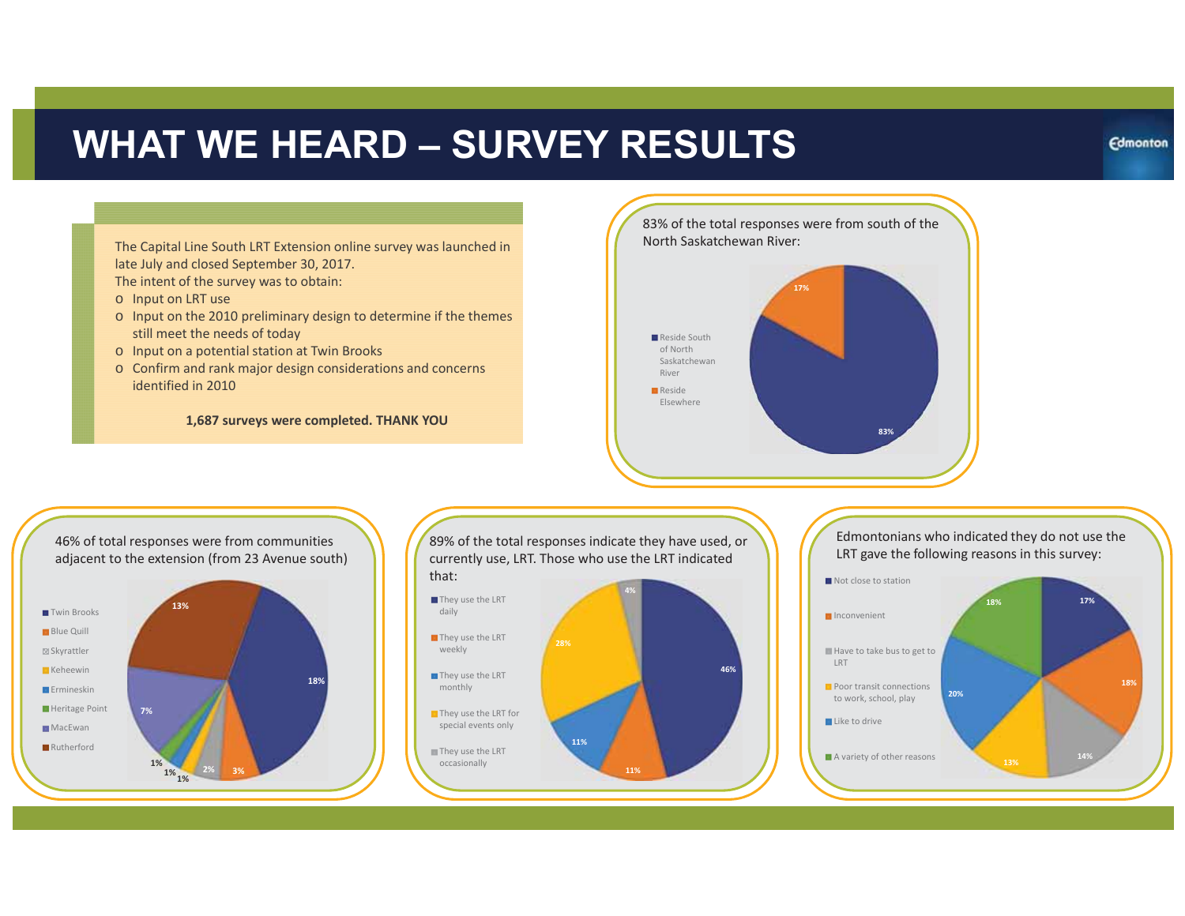# WHAT WE HEARD – SURVEY RESULTS

The Capital Line South LRT Extension online survey was launched in late July and closed September 30, 2017.

The intent of the survey was to obtain:

- Input on LRT use
- Input on the 2010 preliminary design to determine if the themes still meet the needs of today
- Input on a potential station at Twin Brooks
- Confirm and rank major design considerations and concerns identified in 2010

**1,687 surveys were completed. THANK YOU**

83% of the total responses were from south of the North Saskatchewan River:

Reside South of North Saskatchewan River
Reside Elsewhere
17%
83%

46% of total responses were from communities adjacent to the extension (from 23 Avenue south)

Twin Brooks
Blue Quill
Skyrattler
Keheewin
Ermineskin
Heritage Point
MacEwan
Rutherford
13%
18%
7%
1%
1%
1%
2%
3%

89% of the total responses indicate they have used, or currently use, LRT. Those who use the LRT indicated that:

They use the LRT daily
They use the LRT weekly
They use the LRT monthly
They use the LRT for special events only
They use the LRT occasionally
4%
28%
46%
11%
11%

Edmontonians who indicated they do not use the LRT gave the following reasons in this survey:

Not close to station
Inconvenient
Have to take bus to get to LRT
Poor transit connections to work, school, play
Like to drive
A variety of other reasons
18%
17%
18%
20%
13%
14%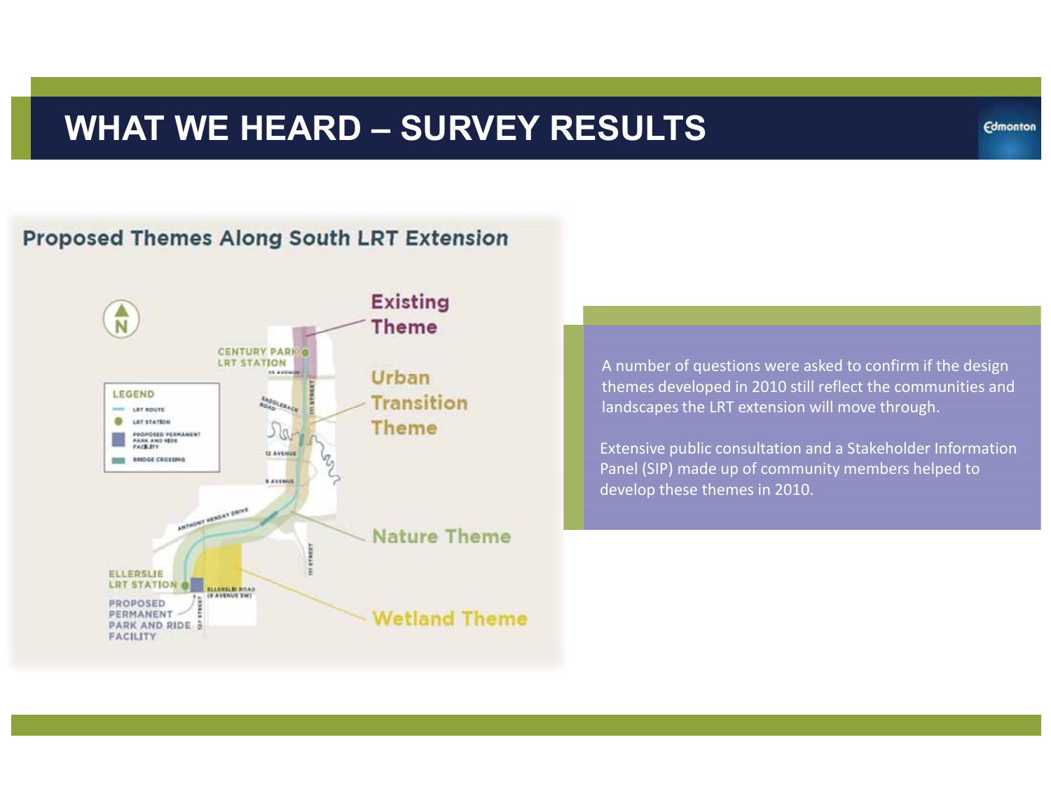# WHAT WE HEARD – SURVEY RESULTS

## Proposed Themes Along South LRT Extension

Existing Theme

Urban Transition Theme

Nature Theme

Wetland Theme

CENTURY PARK LRT STATION

LEGEND

LRT ROUTE

LRT STATION

PROPOSED PERMANENT PARK AND RIDE FACILITY

BRIDGE CROSSING

SADDLEBACK ROAD

111 STREET

12 AVENUE

9 AVENUE

ANTHONY HENDAY DRIVE

ELLERSLIE LRT STATION

ELLERSLIE ROAD (9 AVENUE SW)

127 STREET

PROPOSED PERMANENT PARK AND RIDE FACILITY

A number of questions were asked to confirm if the design themes developed in 2010 still reflect the communities and landscapes the LRT extension will move through.

Extensive public consultation and a Stakeholder Information Panel (SIP) made up of community members helped to develop these themes in 2010.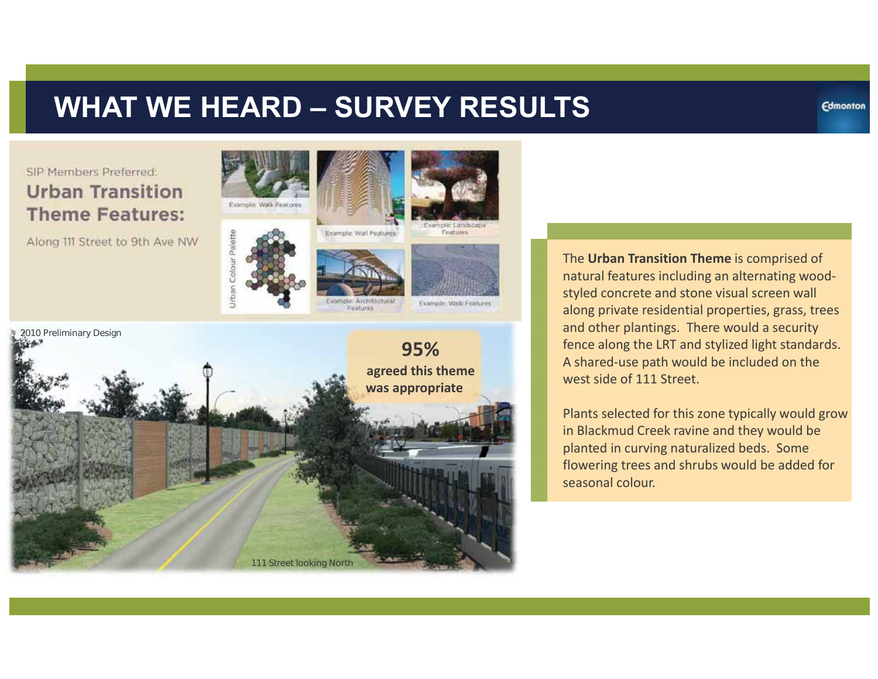# WHAT WE HEARD – SURVEY RESULTS

SIP Members Preferred:

## Urban Transition Theme Features:

Along 111 Street to 9th Ave NW

Example: Walk Features

Example: Wall Features

Example: Landscape Features

Urban Colour Palette

Example: Architectural Features

Example: Walk Features

2010 Preliminary Design

**95%**
**agreed this theme was appropriate**

111 Street looking North

The **Urban Transition Theme** is comprised of natural features including an alternating wood-styled concrete and stone visual screen wall along private residential properties, grass, trees and other plantings. There would a security fence along the LRT and stylized light standards. A shared-use path would be included on the west side of 111 Street.

Plants selected for this zone typically would grow in Blackmud Creek ravine and they would be planted in curving naturalized beds. Some flowering trees and shrubs would be added for seasonal colour.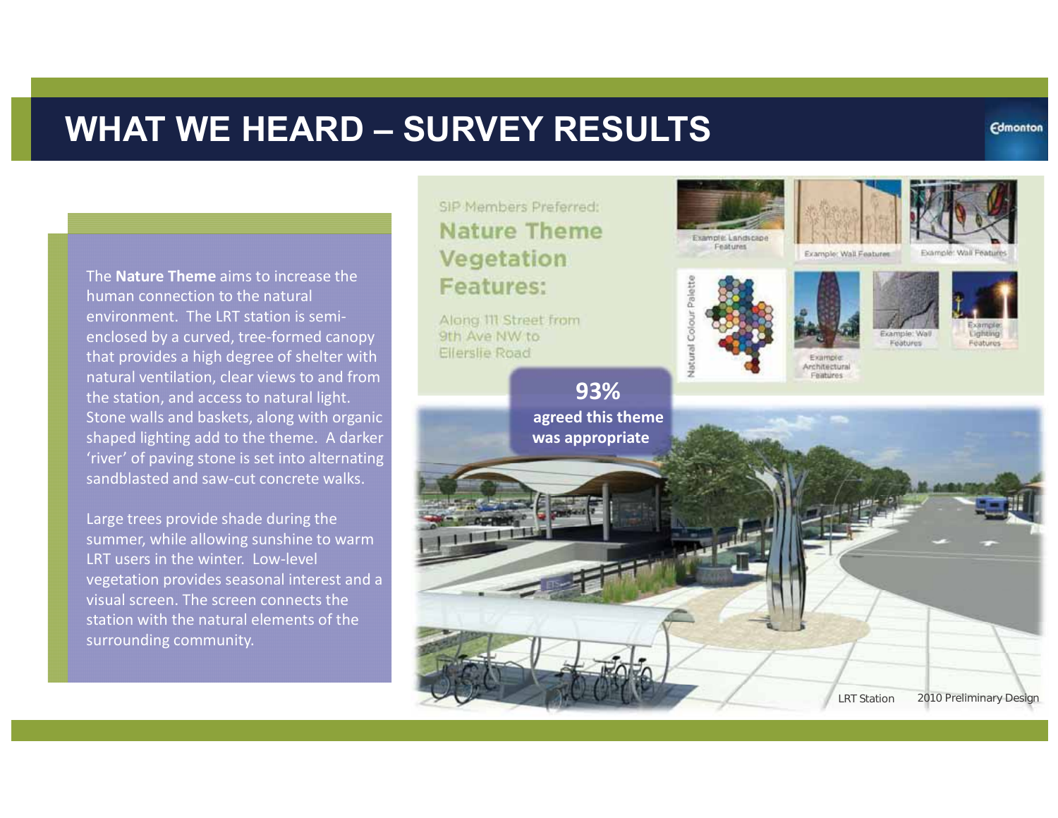# WHAT WE HEARD – SURVEY RESULTS

The **Nature Theme** aims to increase the human connection to the natural environment. The LRT station is semi-enclosed by a curved, tree-formed canopy that provides a high degree of shelter with natural ventilation, clear views to and from the station, and access to natural light. Stone walls and baskets, along with organic shaped lighting add to the theme. A darker 'river' of paving stone is set into alternating sandblasted and saw-cut concrete walks.

Large trees provide shade during the summer, while allowing sunshine to warm LRT users in the winter. Low-level vegetation provides seasonal interest and a visual screen. The screen connects the station with the natural elements of the surrounding community.

SIP Members Preferred:

**Nature Theme Vegetation Features:**

Along 111 Street from 9th Ave NW to Ellerslie Road

Example: Landscape Features

Example: Wall Features

Example: Wall Features

Natural Colour Palette

Example: Architectural Features

Example: Wall Features

Example: Lighting Features

**93%**

**agreed this theme was appropriate**

LRT Station

2010 Preliminary Design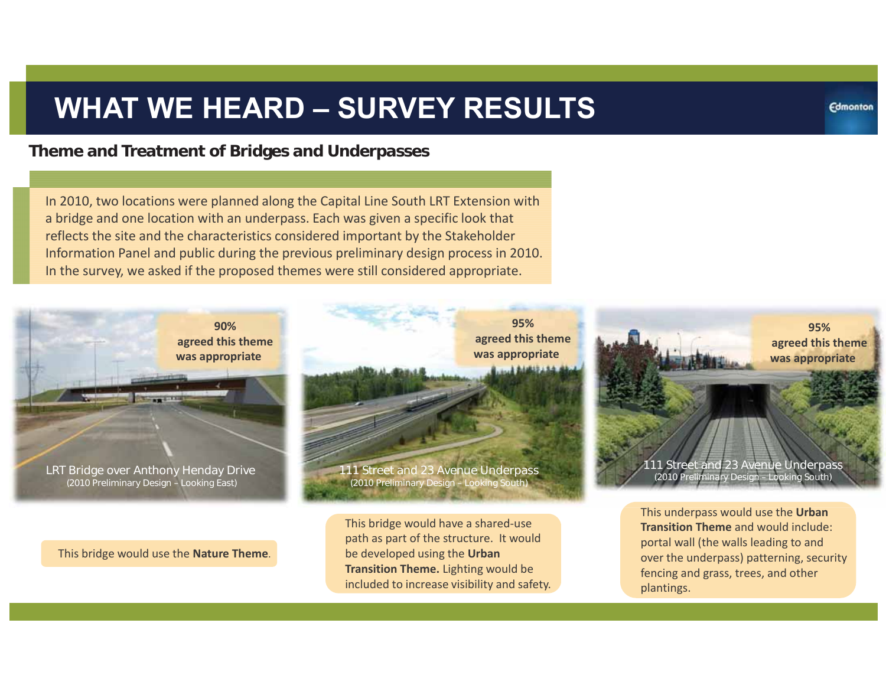# WHAT WE HEARD – SURVEY RESULTS

## Theme and Treatment of Bridges and Underpasses

In 2010, two locations were planned along the Capital Line South LRT Extension with a bridge and one location with an underpass. Each was given a specific look that reflects the site and the characteristics considered important by the Stakeholder Information Panel and public during the previous preliminary design process in 2010. In the survey, we asked if the proposed themes were still considered appropriate.

**90% agreed this theme was appropriate**

LRT Bridge over Anthony Henday Drive
(2010 Preliminary Design – Looking East)

This bridge would use the **Nature Theme**.

**95% agreed this theme was appropriate**

111 Street and 23 Avenue Underpass
(2010 Preliminary Design – Looking South)

This bridge would have a shared-use path as part of the structure. It would be developed using the **Urban Transition Theme.** Lighting would be included to increase visibility and safety.

**95% agreed this theme was appropriate**

111 Street and 23 Avenue Underpass
(2010 Preliminary Design – Looking South)

This underpass would use the **Urban Transition Theme** and would include: portal wall (the walls leading to and over the underpass) patterning, security fencing and grass, trees, and other plantings.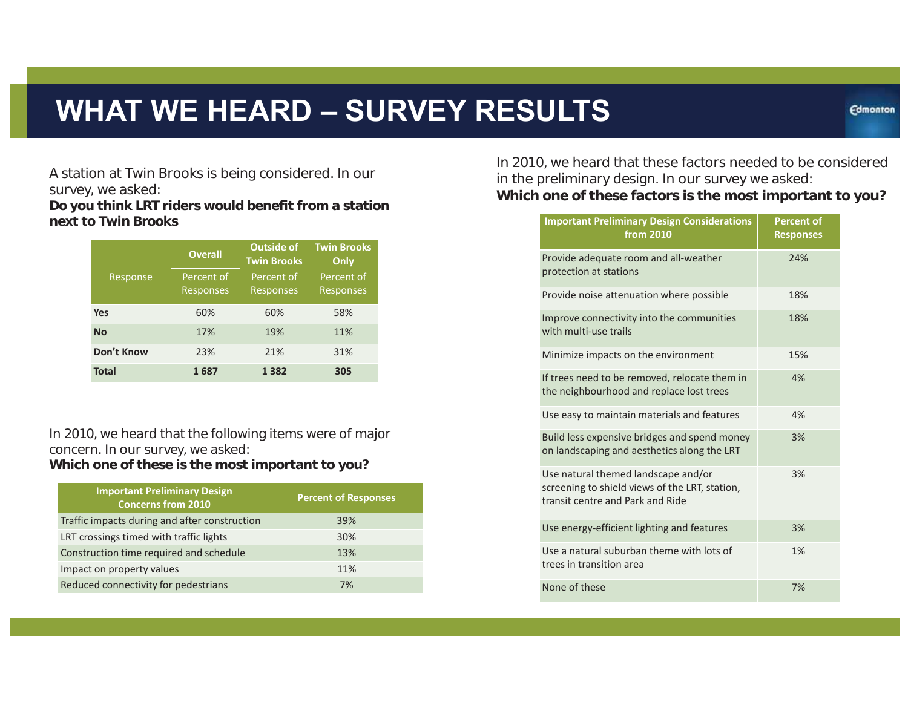# WHAT WE HEARD – SURVEY RESULTS

A station at Twin Brooks is being considered. In our survey, we asked:

**Do you think LRT riders would benefit from a station next to Twin Brooks**

| | Overall | Outside of Twin Brooks | Twin Brooks Only |
|---|---|---|---|
| Response | Percent of Responses | Percent of Responses | Percent of Responses |
| **Yes** | 60% | 60% | 58% |
| **No** | 17% | 19% | 11% |
| **Don't Know** | 23% | 21% | 31% |
| **Total** | **1 687** | **1 382** | **305** |

In 2010, we heard that the following items were of major concern. In our survey, we asked:

**Which one of these is the most important to you?**

| Important Preliminary Design Concerns from 2010 | Percent of Responses |
|---|---|
| Traffic impacts during and after construction | 39% |
| LRT crossings timed with traffic lights | 30% |
| Construction time required and schedule | 13% |
| Impact on property values | 11% |
| Reduced connectivity for pedestrians | 7% |

In 2010, we heard that these factors needed to be considered in the preliminary design. In our survey we asked:

**Which one of these factors is the most important to you?**

| Important Preliminary Design Considerations from 2010 | Percent of Responses |
|---|---|
| Provide adequate room and all-weather protection at stations | 24% |
| Provide noise attenuation where possible | 18% |
| Improve connectivity into the communities with multi-use trails | 18% |
| Minimize impacts on the environment | 15% |
| If trees need to be removed, relocate them in the neighbourhood and replace lost trees | 4% |
| Use easy to maintain materials and features | 4% |
| Build less expensive bridges and spend money on landscaping and aesthetics along the LRT | 3% |
| Use natural themed landscape and/or screening to shield views of the LRT, station, transit centre and Park and Ride | 3% |
| Use energy-efficient lighting and features | 3% |
| Use a natural suburban theme with lots of trees in transition area | 1% |
| None of these | 7% |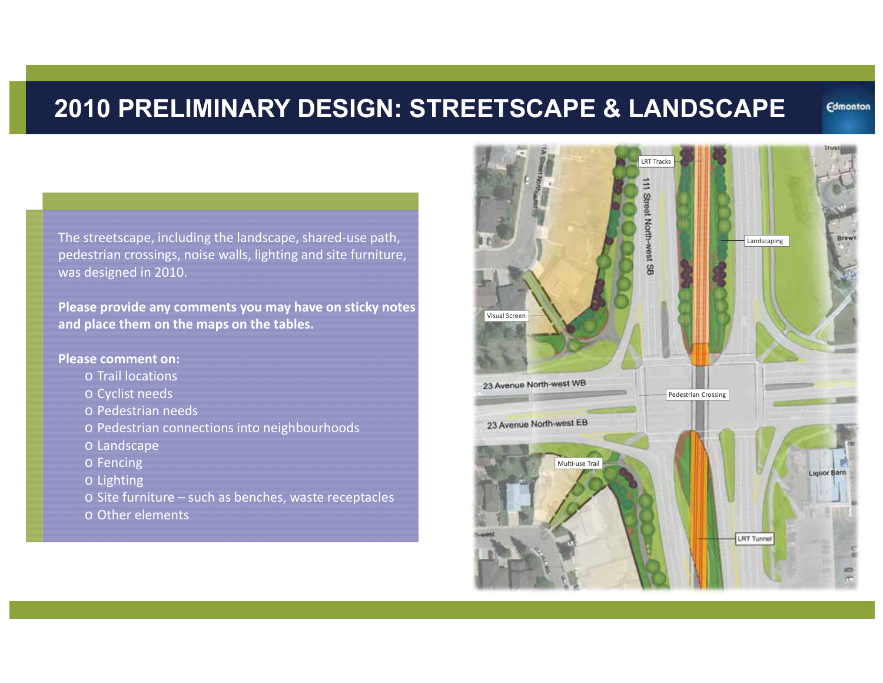# 2010 PRELIMINARY DESIGN: STREETSCAPE & LANDSCAPE

The streetscape, including the landscape, shared-use path, pedestrian crossings, noise walls, lighting and site furniture, was designed in 2010.

**Please provide any comments you may have on sticky notes and place them on the maps on the tables.**

**Please comment on:**

- Trail locations
- Cyclist needs
- Pedestrian needs
- Pedestrian connections into neighbourhoods
- Landscape
- Fencing
- Lighting
- Site furniture – such as benches, waste receptacles
- Other elements

LRT Tracks
111 Street North-west SB
Landscaping
Visual Screen
23 Avenue North-west WB
Pedestrian Crossing
23 Avenue North-west EB
Multi-use Trail
Liquor Barn
LRT Tunnel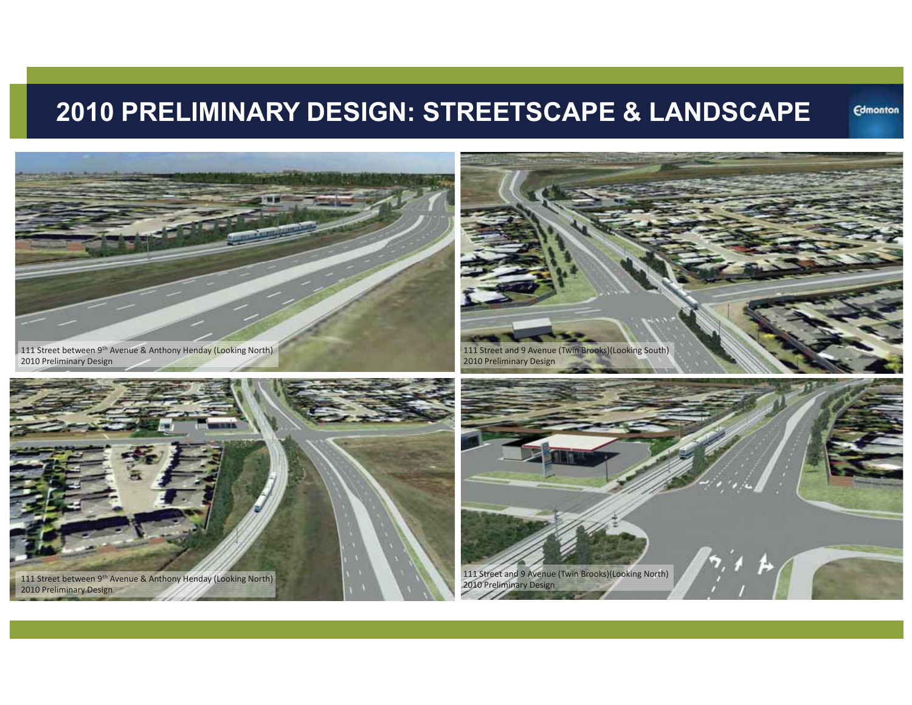# 2010 PRELIMINARY DESIGN: STREETSCAPE & LANDSCAPE

111 Street between 9th Avenue & Anthony Henday (Looking North)
2010 Preliminary Design

111 Street and 9 Avenue (Twin Brooks)(Looking South)
2010 Preliminary Design

111 Street between 9th Avenue & Anthony Henday (Looking North)
2010 Preliminary Design

111 Street and 9 Avenue (Twin Brooks)(Looking North)
2010 Preliminary Design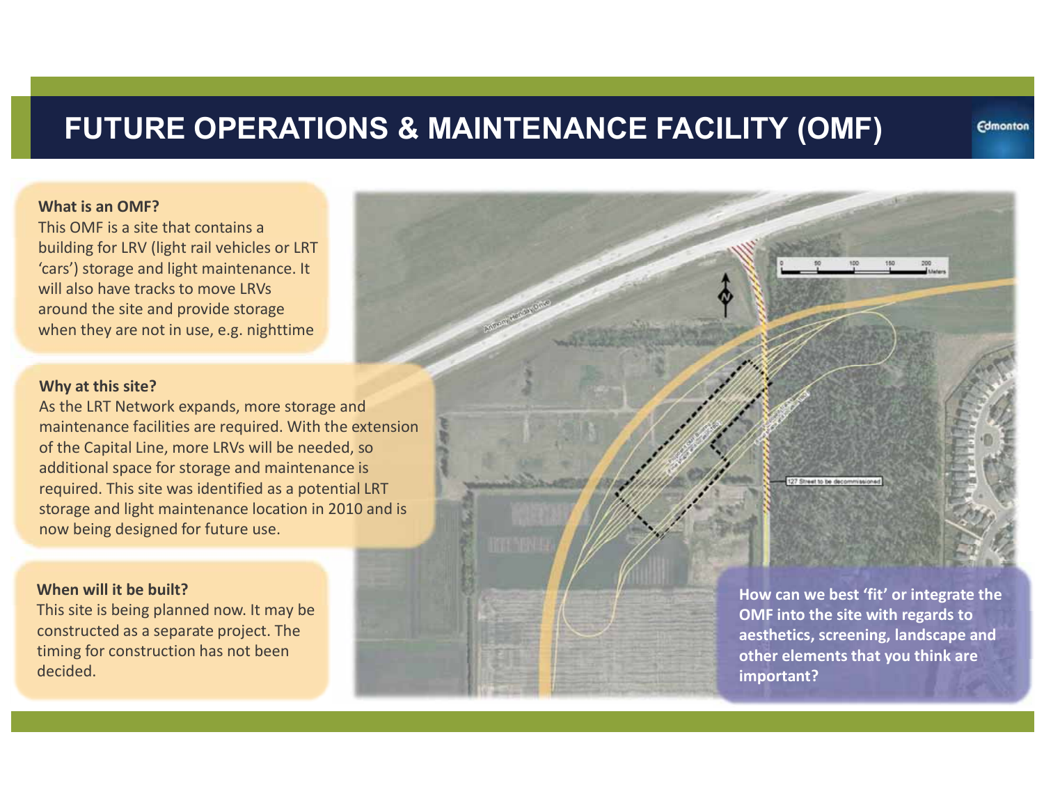# FUTURE OPERATIONS & MAINTENANCE FACILITY (OMF)

**What is an OMF?**

This OMF is a site that contains a building for LRV (light rail vehicles or LRT 'cars') storage and light maintenance. It will also have tracks to move LRVs around the site and provide storage when they are not in use, e.g. nighttime

**Why at this site?**

As the LRT Network expands, more storage and maintenance facilities are required. With the extension of the Capital Line, more LRVs will be needed, so additional space for storage and maintenance is required. This site was identified as a potential LRT storage and light maintenance location in 2010 and is now being designed for future use.

**When will it be built?**

This site is being planned now. It may be constructed as a separate project. The timing for construction has not been decided.

Anthony Henday Drive

0 50 100 150 200 Meters

127 Street to be decommissioned

**How can we best 'fit' or integrate the OMF into the site with regards to aesthetics, screening, landscape and other elements that you think are important?**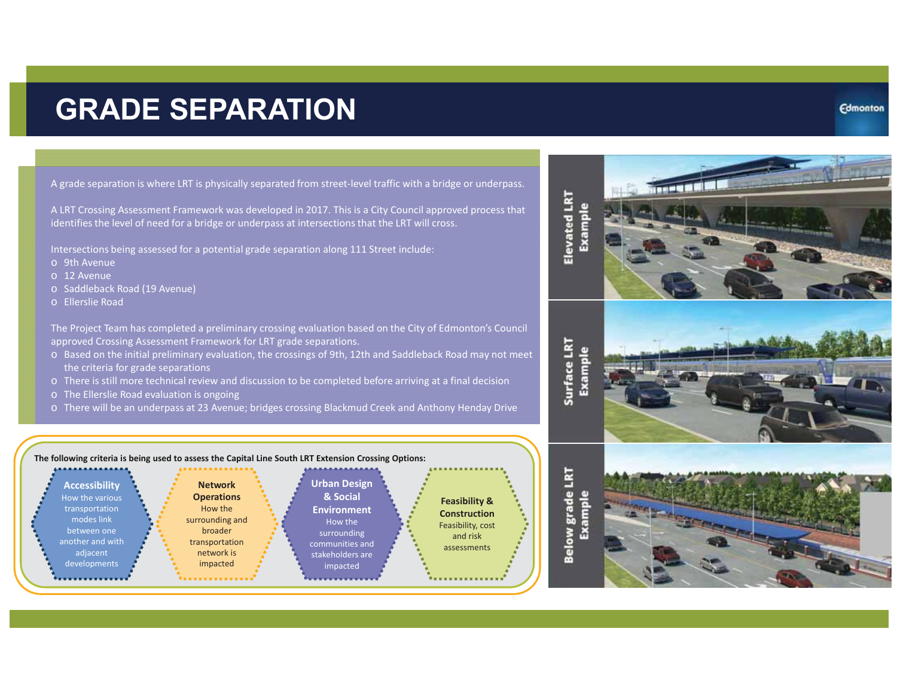# GRADE SEPARATION

A grade separation is where LRT is physically separated from street-level traffic with a bridge or underpass.

A LRT Crossing Assessment Framework was developed in 2017. This is a City Council approved process that identifies the level of need for a bridge or underpass at intersections that the LRT will cross.

Intersections being assessed for a potential grade separation along 111 Street include:

- 9th Avenue
- 12 Avenue
- Saddleback Road (19 Avenue)
- Ellerslie Road

The Project Team has completed a preliminary crossing evaluation based on the City of Edmonton's Council approved Crossing Assessment Framework for LRT grade separations.

- Based on the initial preliminary evaluation, the crossings of 9th, 12th and Saddleback Road may not meet the criteria for grade separations
- There is still more technical review and discussion to be completed before arriving at a final decision
- The Ellerslie Road evaluation is ongoing
- There will be an underpass at 23 Avenue; bridges crossing Blackmud Creek and Anthony Henday Drive

**The following criteria is being used to assess the Capital Line South LRT Extension Crossing Options:**

**Accessibility**
How the various transportation modes link between one another and with adjacent developments

**Network Operations**
How the surrounding and broader transportation network is impacted

**Urban Design & Social Environment**
How the surrounding communities and stakeholders are impacted

**Feasibility & Construction**
Feasibility, cost and risk assessments

**Elevated LRT Example**

**Surface LRT Example**

**Below grade LRT Example**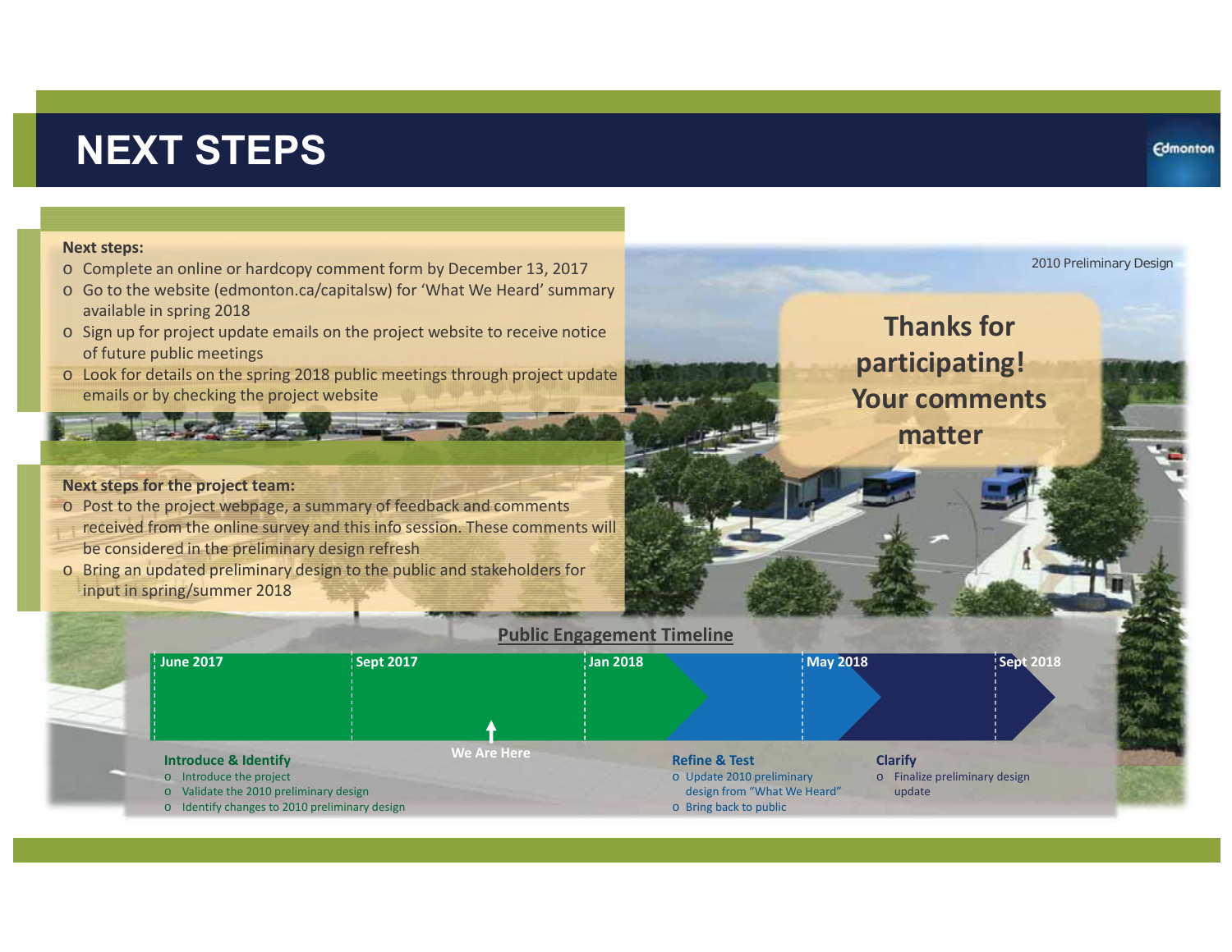# NEXT STEPS

**Next steps:**

- Complete an online or hardcopy comment form by December 13, 2017
- Go to the website (edmonton.ca/capitalsw) for 'What We Heard' summary available in spring 2018
- Sign up for project update emails on the project website to receive notice of future public meetings
- Look for details on the spring 2018 public meetings through project update emails or by checking the project website

**Next steps for the project team:**

- Post to the project webpage, a summary of feedback and comments received from the online survey and this info session. These comments will be considered in the preliminary design refresh
- Bring an updated preliminary design to the public and stakeholders for input in spring/summer 2018

2010 Preliminary Design

**Thanks for participating! Your comments matter**

## Public Engagement Timeline

June 2017
Sept 2017
Jan 2018
May 2018
Sept 2018

We Are Here

**Introduce & Identify**

- Introduce the project
- Validate the 2010 preliminary design
- Identify changes to 2010 preliminary design

**Refine & Test**

- Update 2010 preliminary design from "What We Heard"
- Bring back to public

**Clarify**

- Finalize preliminary design update